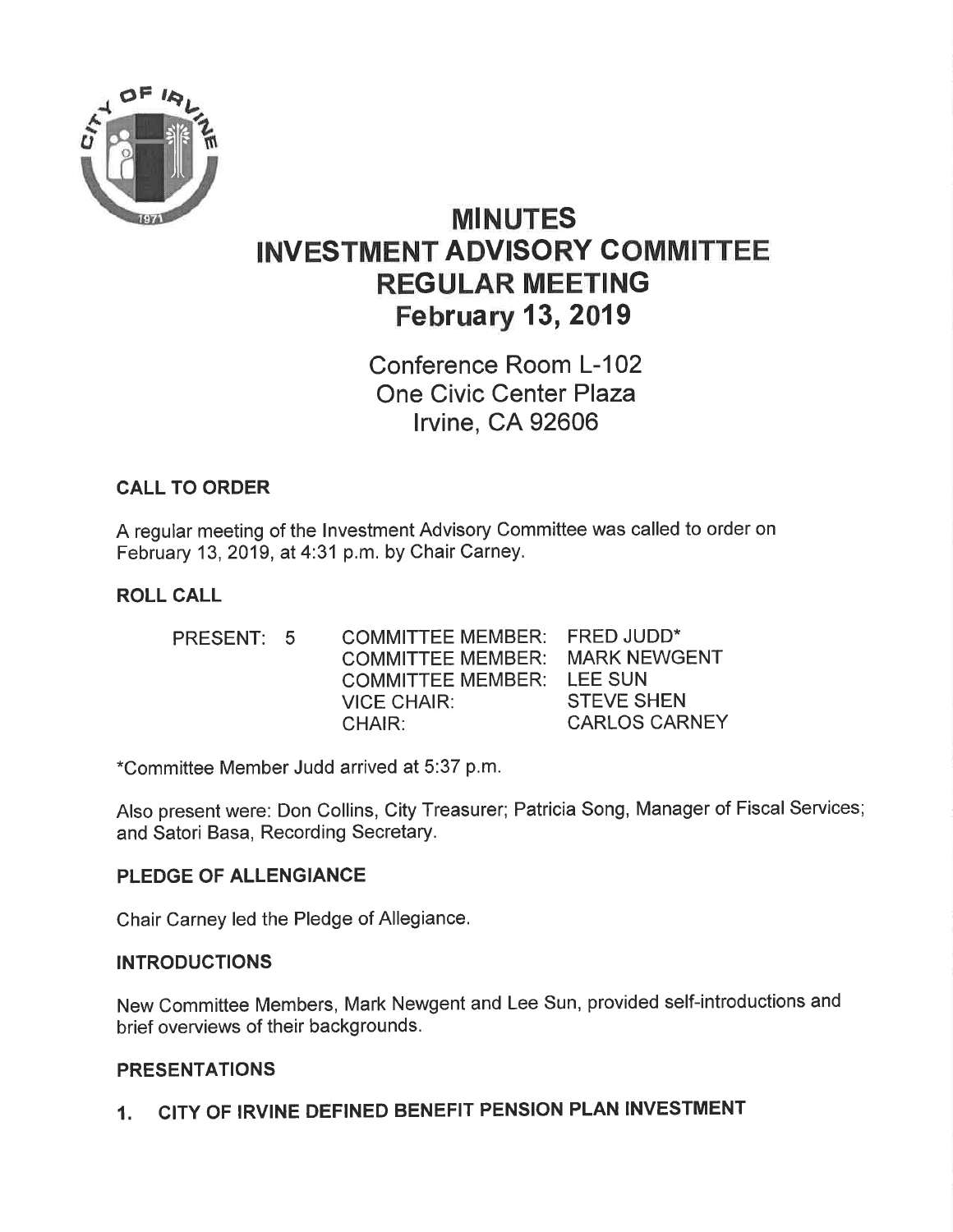# MINUTES
# INVESTMENT ADVISORY COMMITTEE
# REGULAR MEETING
# February 13, 2019

Conference Room L-102
One Civic Center Plaza
Irvine, CA 92606

## CALL TO ORDER

A regular meeting of the Investment Advisory Committee was called to order on February 13, 2019, at 4:31 p.m. by Chair Carney.

## ROLL CALL

| | | |
|---|---|---|
| PRESENT: 5 | COMMITTEE MEMBER: | FRED JUDD* |
| | COMMITTEE MEMBER: | MARK NEWGENT |
| | COMMITTEE MEMBER: | LEE SUN |
| | VICE CHAIR: | STEVE SHEN |
| | CHAIR: | CARLOS CARNEY |

*Committee Member Judd arrived at 5:37 p.m.

Also present were: Don Collins, City Treasurer; Patricia Song, Manager of Fiscal Services; and Satori Basa, Recording Secretary.

## PLEDGE OF ALLENGIANCE

Chair Carney led the Pledge of Allegiance.

## INTRODUCTIONS

New Committee Members, Mark Newgent and Lee Sun, provided self-introductions and brief overviews of their backgrounds.

## PRESENTATIONS

1. CITY OF IRVINE DEFINED BENEFIT PENSION PLAN INVESTMENT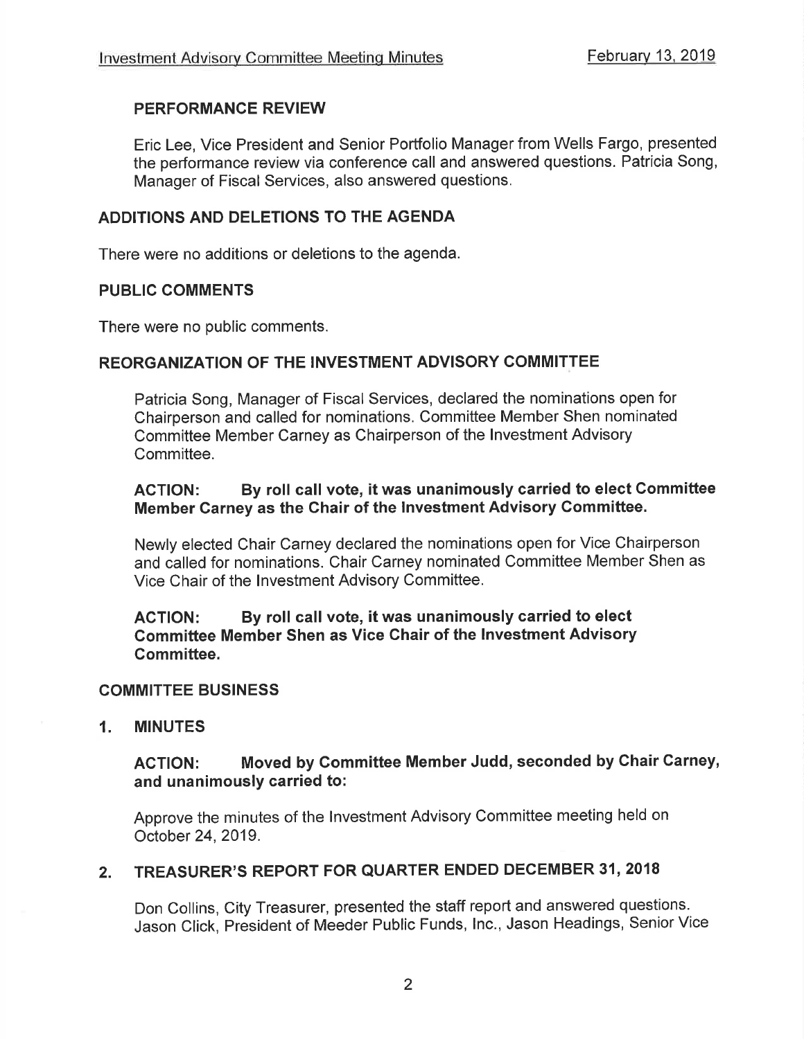## PERFORMANCE REVIEW

Eric Lee, Vice President and Senior Portfolio Manager from Wells Fargo, presented the performance review via conference call and answered questions. Patricia Song, Manager of Fiscal Services, also answered questions.

## ADDITIONS AND DELETIONS TO THE AGENDA

There were no additions or deletions to the agenda.

## PUBLIC COMMENTS

There were no public comments.

## REORGANIZATION OF THE INVESTMENT ADVISORY COMMITTEE

Patricia Song, Manager of Fiscal Services, declared the nominations open for Chairperson and called for nominations. Committee Member Shen nominated Committee Member Carney as Chairperson of the Investment Advisory Committee.

**ACTION: By roll call vote, it was unanimously carried to elect Committee Member Carney as the Chair of the Investment Advisory Committee.**

Newly elected Chair Carney declared the nominations open for Vice Chairperson and called for nominations. Chair Carney nominated Committee Member Shen as Vice Chair of the Investment Advisory Committee.

**ACTION: By roll call vote, it was unanimously carried to elect Committee Member Shen as Vice Chair of the Investment Advisory Committee.**

## COMMITTEE BUSINESS

### 1. MINUTES

**ACTION: Moved by Committee Member Judd, seconded by Chair Carney, and unanimously carried to:**

Approve the minutes of the Investment Advisory Committee meeting held on October 24, 2019.

### 2. TREASURER'S REPORT FOR QUARTER ENDED DECEMBER 31, 2018

Don Collins, City Treasurer, presented the staff report and answered questions. Jason Click, President of Meeder Public Funds, Inc., Jason Headings, Senior Vice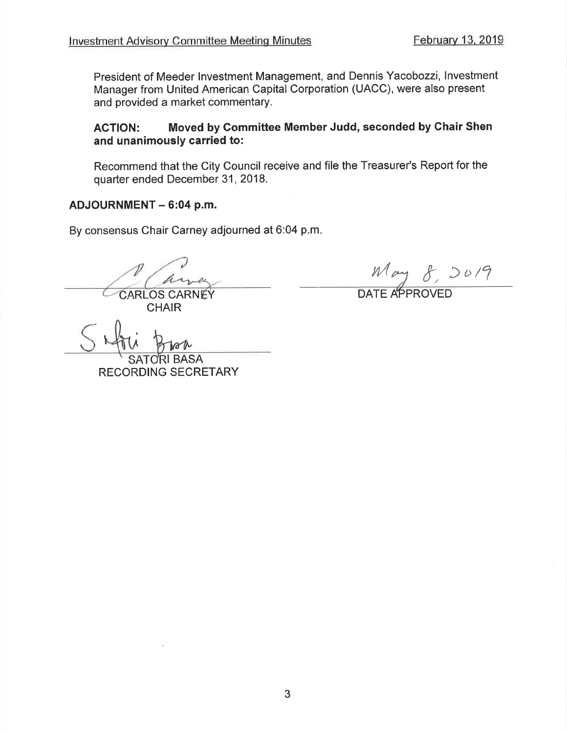President of Meeder Investment Management, and Dennis Yacobozzi, Investment Manager from United American Capital Corporation (UACC), were also present and provided a market commentary.

**ACTION: Moved by Committee Member Judd, seconded by Chair Shen and unanimously carried to:**

Recommend that the City Council receive and file the Treasurer's Report for the quarter ended December 31, 2018.

**ADJOURNMENT – 6:04 p.m.**

By consensus Chair Carney adjourned at 6:04 p.m.

CARLOS CARNEY
CHAIR

May 8, 2019
DATE APPROVED

SATORI BASA
RECORDING SECRETARY